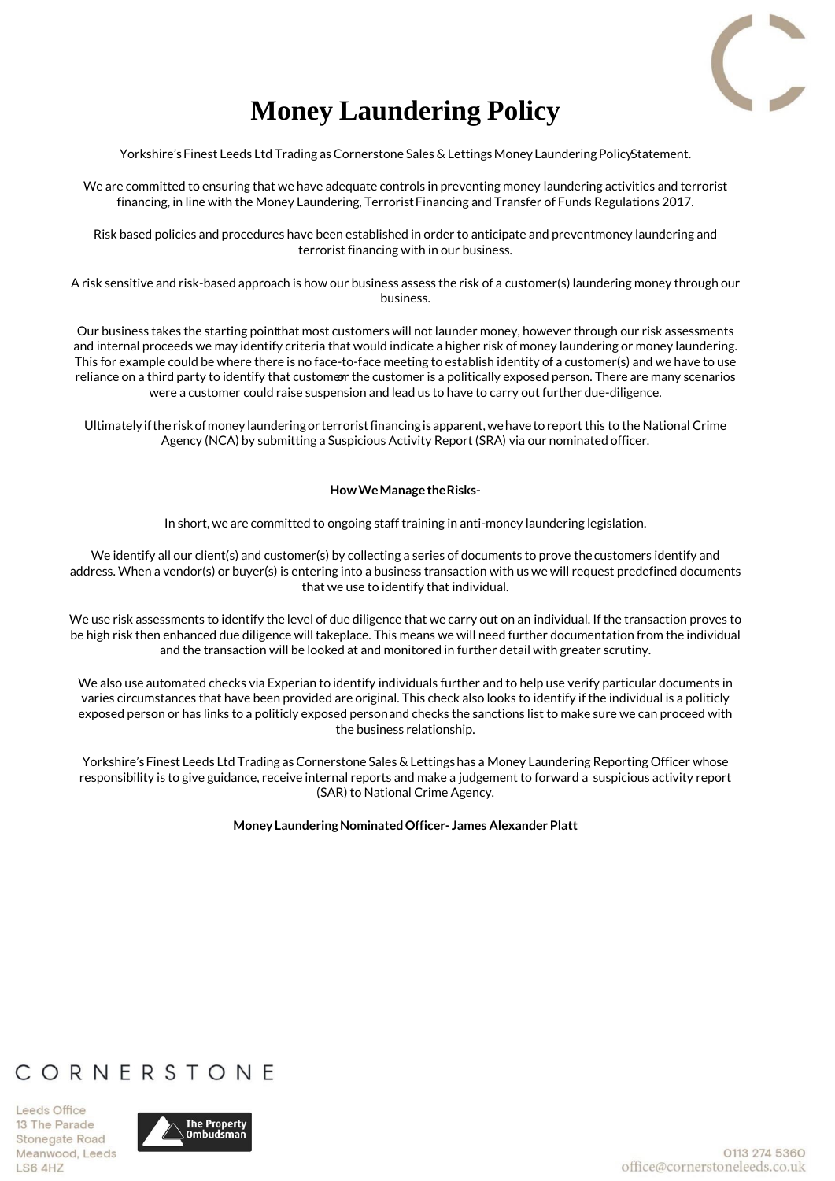# Money Laundering Policy

Yorkshire's Finest Leeds Ltd Trading as Cornerstone Sales & Lettings Money Laundering Policy Statement.

We are committed to ensuring that we have adequate controls in preventing money laundering activities and terrorist financing, in line with the Money Laundering, Terrorist Financing and Transfer of Funds Regulations 2017.

Risk based policies and procedures have been established in order to anticipate and prevent money laundering and terrorist financing with in our business.

A risk sensitive and risk-based approach is how our business assess the risk of a customer(s) laundering money through our business.

Our business takes the starting point that most customers will not launder money, however through our risk assessments and internal proceeds we may identify criteria that would indicate a higher risk of money laundering or money laundering. This for example could be where there is no face-to-face meeting to establish identity of a customer(s) and we have to use reliance on a third party to identify that customer or the customer is a politically exposed person. There are many scenarios were a customer could raise suspension and lead us to have to carry out further due-diligence.

Ultimately if the risk of money laundering or terrorist financing is apparent, we have to report this to the National Crime Agency (NCA) by submitting a Suspicious Activity Report (SRA) via our nominated officer.

**How We Manage the Risks-**

In short, we are committed to ongoing staff training in anti-money laundering legislation.

We identify all our client(s) and customer(s) by collecting a series of documents to prove the customers identify and address. When a vendor(s) or buyer(s) is entering into a business transaction with us we will request predefined documents that we use to identify that individual.

We use risk assessments to identify the level of due diligence that we carry out on an individual. If the transaction proves to be high risk then enhanced due diligence will take place. This means we will need further documentation from the individual and the transaction will be looked at and monitored in further detail with greater scrutiny.

We also use automated checks via Experian to identify individuals further and to help use verify particular documents in varies circumstances that have been provided are original. This check also looks to identify if the individual is a politicly exposed person or has links to a politicly exposed person and checks the sanctions list to make sure we can proceed with the business relationship.

Yorkshire's Finest Leeds Ltd Trading as Cornerstone Sales & Lettings has a Money Laundering Reporting Officer whose responsibility is to give guidance, receive internal reports and make a judgement to forward a suspicious activity report (SAR) to National Crime Agency.

**Money Laundering Nominated Officer- James Alexander Platt**

CORNERSTONE

Leeds Office
13 The Parade
Stonegate Road
Meanwood, Leeds
LS6 4HZ

The Property Ombudsman

0113 274 5360
office@cornerstoneleeds.co.uk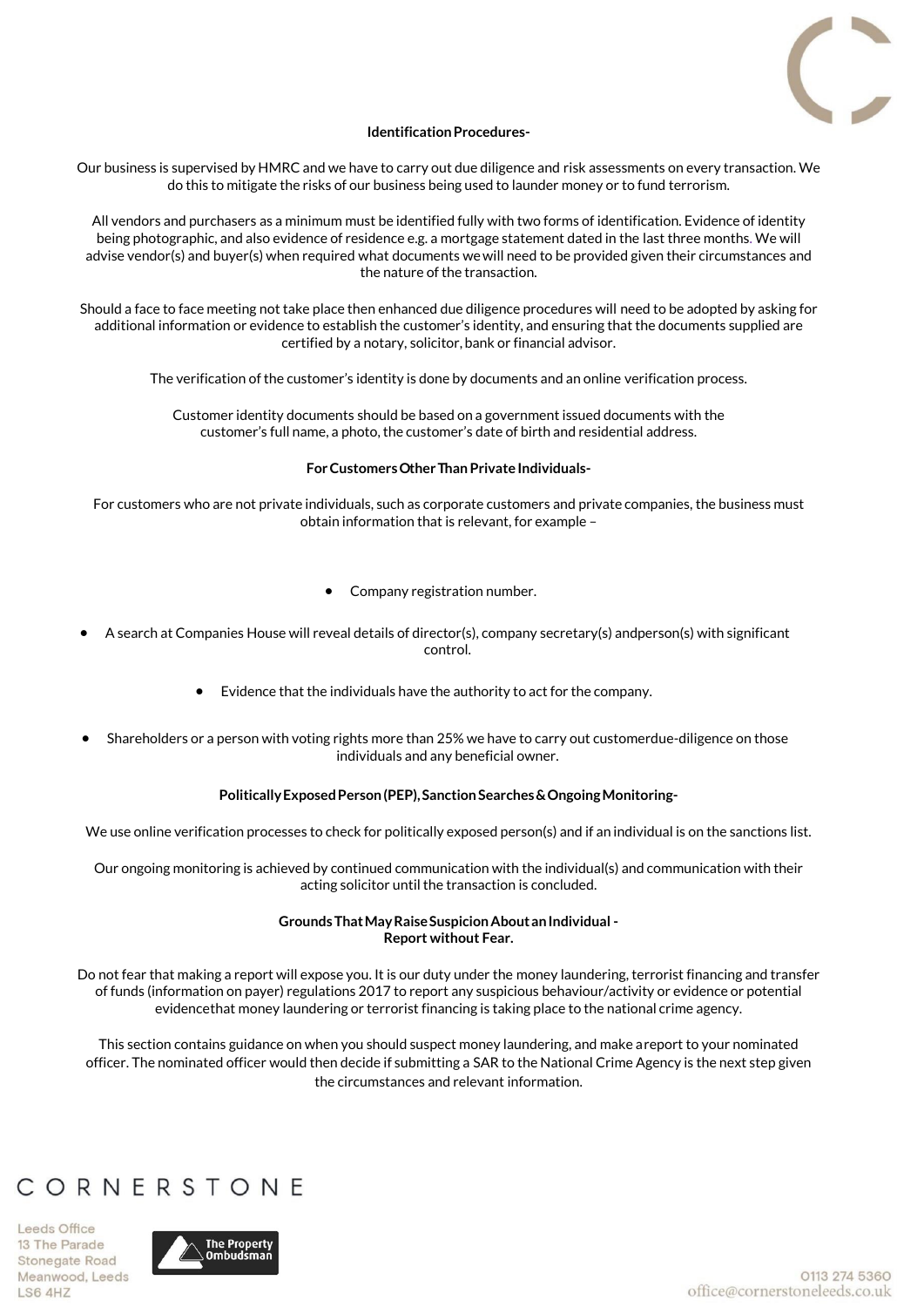**Identification Procedures-**

Our business is supervised by HMRC and we have to carry out due diligence and risk assessments on every transaction. We do this to mitigate the risks of our business being used to launder money or to fund terrorism.

All vendors and purchasers as a minimum must be identified fully with two forms of identification. Evidence of identity being photographic, and also evidence of residence e.g. a mortgage statement dated in the last three months. We will advise vendor(s) and buyer(s) when required what documents we will need to be provided given their circumstances and the nature of the transaction.

Should a face to face meeting not take place then enhanced due diligence procedures will need to be adopted by asking for additional information or evidence to establish the customer's identity, and ensuring that the documents supplied are certified by a notary, solicitor, bank or financial advisor.

The verification of the customer's identity is done by documents and an online verification process.

Customer identity documents should be based on a government issued documents with the customer's full name, a photo, the customer's date of birth and residential address.

**For Customers Other Than Private Individuals-**

For customers who are not private individuals, such as corporate customers and private companies, the business must obtain information that is relevant, for example –

- Company registration number.
- A search at Companies House will reveal details of director(s), company secretary(s) and person(s) with significant control.
- Evidence that the individuals have the authority to act for the company.
- Shareholders or a person with voting rights more than 25% we have to carry out customer due-diligence on those individuals and any beneficial owner.

**Politically Exposed Person (PEP), Sanction Searches & Ongoing Monitoring-**

We use online verification processes to check for politically exposed person(s) and if an individual is on the sanctions list.

Our ongoing monitoring is achieved by continued communication with the individual(s) and communication with their acting solicitor until the transaction is concluded.

**Grounds That May Raise Suspicion About an Individual - Report without Fear.**

Do not fear that making a report will expose you. It is our duty under the money laundering, terrorist financing and transfer of funds (information on payer) regulations 2017 to report any suspicious behaviour/activity or evidence or potential evidence that money laundering or terrorist financing is taking place to the national crime agency.

This section contains guidance on when you should suspect money laundering, and make a report to your nominated officer. The nominated officer would then decide if submitting a SAR to the National Crime Agency is the next step given the circumstances and relevant information.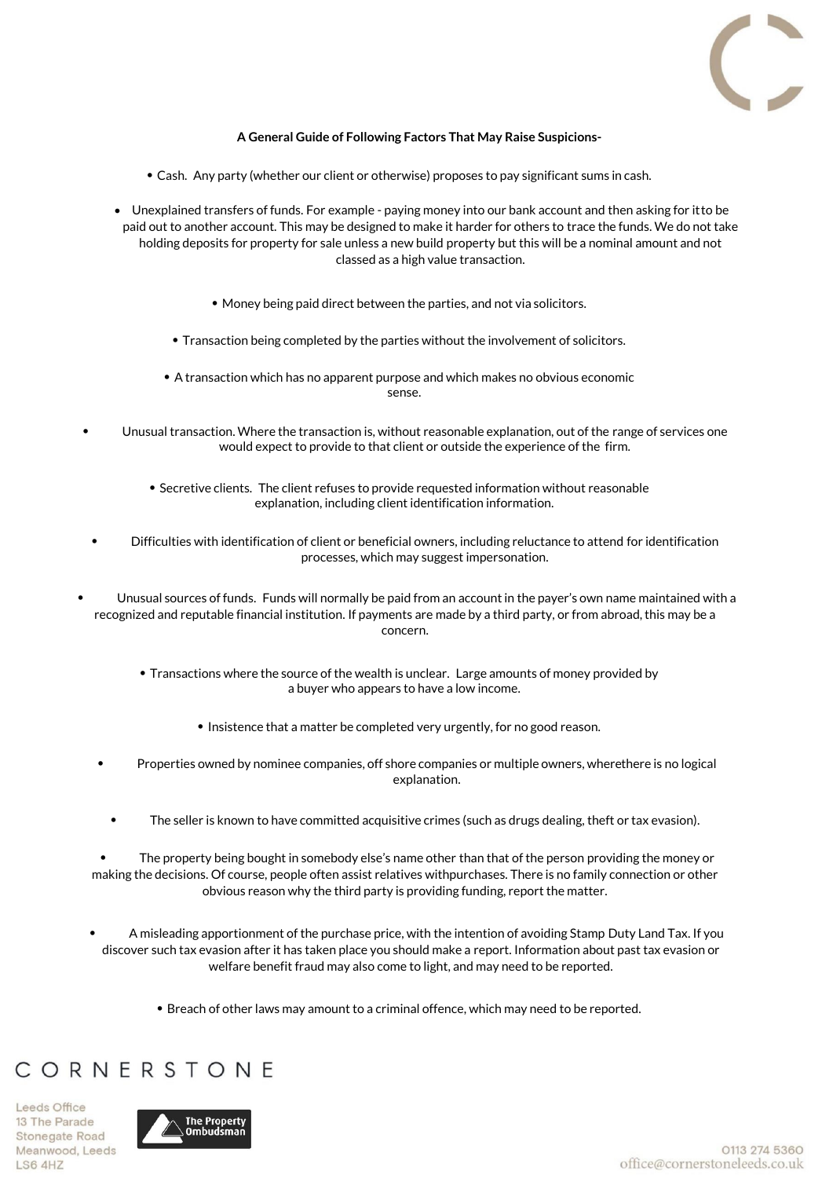**A General Guide of Following Factors That May Raise Suspicions-**

- Cash. Any party (whether our client or otherwise) proposes to pay significant sums in cash.
- Unexplained transfers of funds. For example - paying money into our bank account and then asking for itto be paid out to another account. This may be designed to make it harder for others to trace the funds. We do not take holding deposits for property for sale unless a new build property but this will be a nominal amount and not classed as a high value transaction.
- Money being paid direct between the parties, and not via solicitors.
- Transaction being completed by the parties without the involvement of solicitors.
- A transaction which has no apparent purpose and which makes no obvious economic sense.
- Unusual transaction. Where the transaction is, without reasonable explanation, out of the range of services one would expect to provide to that client or outside the experience of the firm.
- Secretive clients. The client refuses to provide requested information without reasonable explanation, including client identification information.
- Difficulties with identification of client or beneficial owners, including reluctance to attend for identification processes, which may suggest impersonation.
- Unusual sources of funds. Funds will normally be paid from an account in the payer's own name maintained with a recognized and reputable financial institution. If payments are made by a third party, or from abroad, this may be a concern.
- Transactions where the source of the wealth is unclear. Large amounts of money provided by a buyer who appears to have a low income.
- Insistence that a matter be completed very urgently, for no good reason.
- Properties owned by nominee companies, off shore companies or multiple owners, wherethere is no logical explanation.
- The seller is known to have committed acquisitive crimes (such as drugs dealing, theft or tax evasion).
- The property being bought in somebody else's name other than that of the person providing the money or making the decisions. Of course, people often assist relatives withpurchases. There is no family connection or other obvious reason why the third party is providing funding, report the matter.
- A misleading apportionment of the purchase price, with the intention of avoiding Stamp Duty Land Tax. If you discover such tax evasion after it has taken place you should make a report. Information about past tax evasion or welfare benefit fraud may also come to light, and may need to be reported.
- Breach of other laws may amount to a criminal offence, which may need to be reported.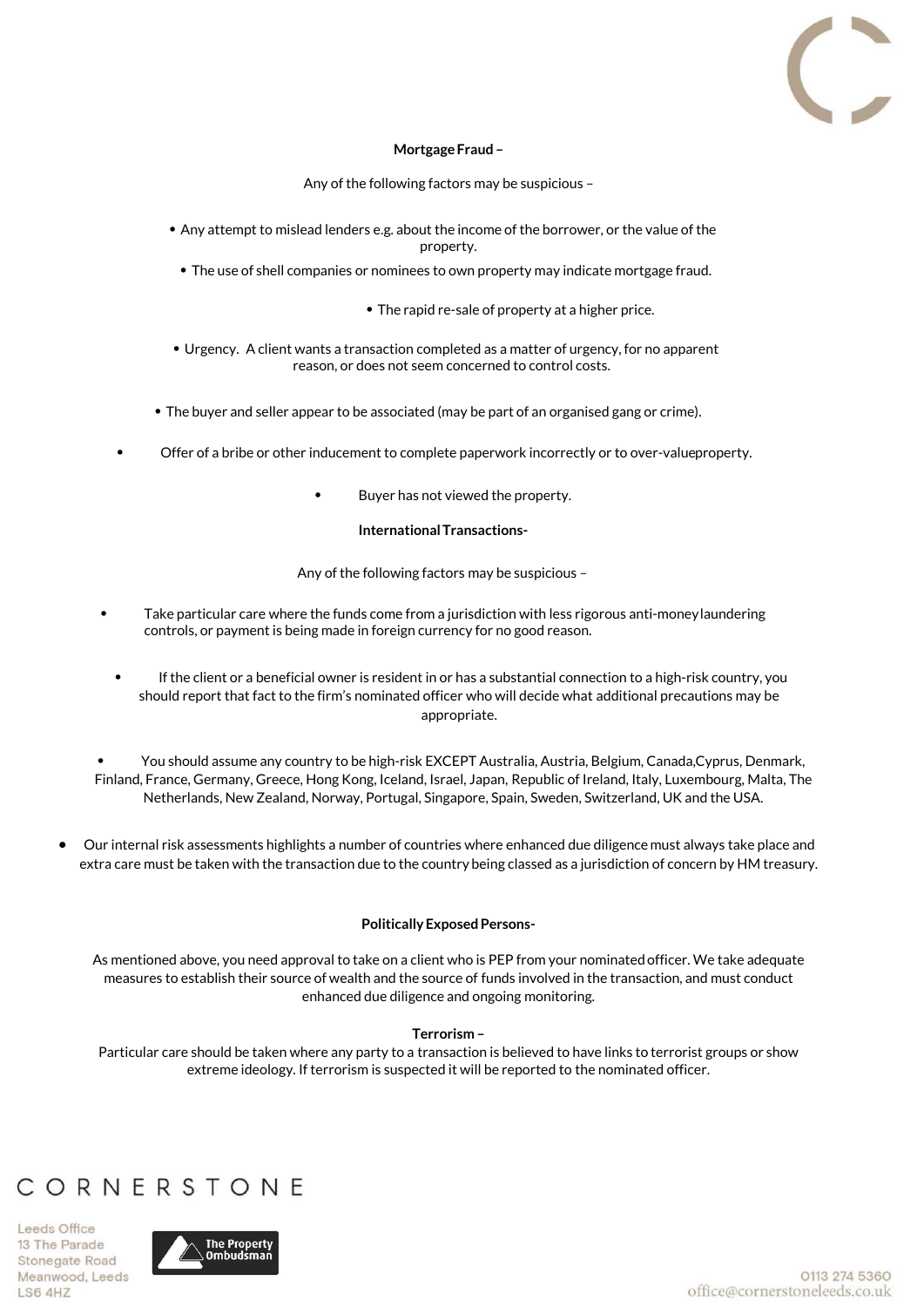**Mortgage Fraud –**

Any of the following factors may be suspicious –

- Any attempt to mislead lenders e.g. about the income of the borrower, or the value of the property.
- The use of shell companies or nominees to own property may indicate mortgage fraud.
- The rapid re-sale of property at a higher price.
- Urgency. A client wants a transaction completed as a matter of urgency, for no apparent reason, or does not seem concerned to control costs.
- The buyer and seller appear to be associated (may be part of an organised gang or crime).
- Offer of a bribe or other inducement to complete paperwork incorrectly or to over-valueproperty.
- Buyer has not viewed the property.

**International Transactions-**

Any of the following factors may be suspicious –

- Take particular care where the funds come from a jurisdiction with less rigorous anti-moneylaundering controls, or payment is being made in foreign currency for no good reason.
- If the client or a beneficial owner is resident in or has a substantial connection to a high-risk country, you should report that fact to the firm's nominated officer who will decide what additional precautions may be appropriate.
- You should assume any country to be high-risk EXCEPT Australia, Austria, Belgium, Canada,Cyprus, Denmark, Finland, France, Germany, Greece, Hong Kong, Iceland, Israel, Japan, Republic of Ireland, Italy, Luxembourg, Malta, The Netherlands, New Zealand, Norway, Portugal, Singapore, Spain, Sweden, Switzerland, UK and the USA.
- Our internal risk assessments highlights a number of countries where enhanced due diligence must always take place and extra care must be taken with the transaction due to the country being classed as a jurisdiction of concern by HM treasury.

**Politically Exposed Persons-**

As mentioned above, you need approval to take on a client who is PEP from your nominated officer. We take adequate measures to establish their source of wealth and the source of funds involved in the transaction, and must conduct enhanced due diligence and ongoing monitoring.

**Terrorism –**

Particular care should be taken where any party to a transaction is believed to have links to terrorist groups or show extreme ideology. If terrorism is suspected it will be reported to the nominated officer.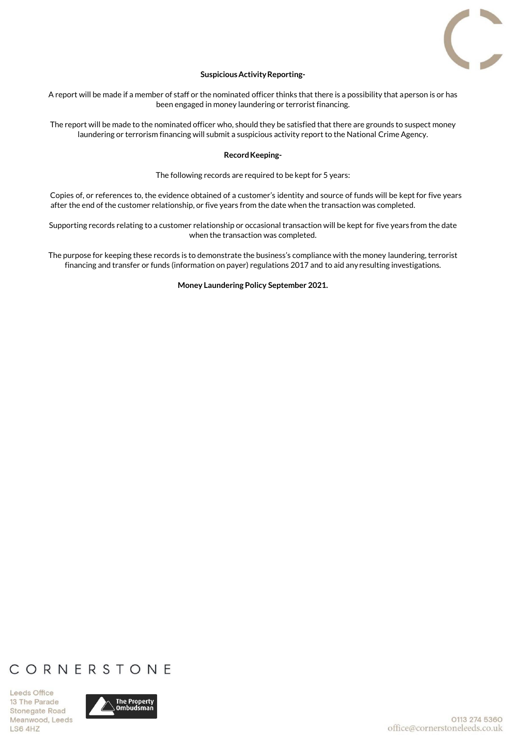**Suspicious Activity Reporting-**

A report will be made if a member of staff or the nominated officer thinks that there is a possibility that a person is or has been engaged in money laundering or terrorist financing.

The report will be made to the nominated officer who, should they be satisfied that there are grounds to suspect money laundering or terrorism financing will submit a suspicious activity report to the National Crime Agency.

**Record Keeping-**

The following records are required to be kept for 5 years:

Copies of, or references to, the evidence obtained of a customer's identity and source of funds will be kept for five years after the end of the customer relationship, or five years from the date when the transaction was completed.

Supporting records relating to a customer relationship or occasional transaction will be kept for five years from the date when the transaction was completed.

The purpose for keeping these records is to demonstrate the business's compliance with the money laundering, terrorist financing and transfer or funds (information on payer) regulations 2017 and to aid any resulting investigations.

**Money Laundering Policy September 2021.**